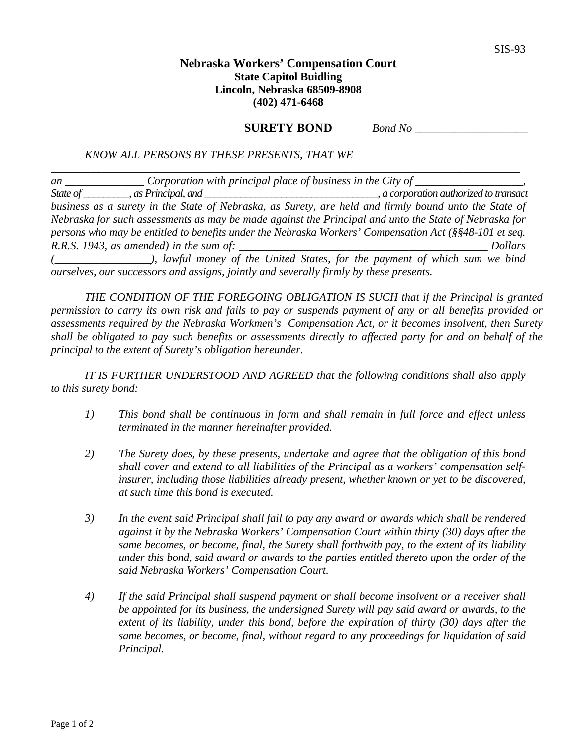SIS-93

**Nebraska Workers' Compensation Court**
**State Capitol Buidling**
**Lincoln, Nebraska 68509-8908**
**(402) 471-6468**

**SURETY BOND** *Bond No* ____________________

*KNOW ALL PERSONS BY THESE PRESENTS, THAT WE*

______________________________________________________________________________

*an ______________ Corporation with principal place of business in the City of ___________________, State of _________, as Principal, and _________________________________, a corporation authorized to transact business as a surety in the State of Nebraska, as Surety, are held and firmly bound unto the State of Nebraska for such assessments as may be made against the Principal and unto the State of Nebraska for persons who may be entitled to benefits under the Nebraska Workers' Compensation Act (§§48-101 et seq. R.R.S. 1943, as amended) in the sum of: _____________________________________________ Dollars (_________________), lawful money of the United States, for the payment of which sum we bind ourselves, our successors and assigns, jointly and severally firmly by these presents.*

*THE CONDITION OF THE FOREGOING OBLIGATION IS SUCH that if the Principal is granted permission to carry its own risk and fails to pay or suspends payment of any or all benefits provided or assessments required by the Nebraska Workmen's Compensation Act, or it becomes insolvent, then Surety shall be obligated to pay such benefits or assessments directly to affected party for and on behalf of the principal to the extent of Surety's obligation hereunder.*

*IT IS FURTHER UNDERSTOOD AND AGREED that the following conditions shall also apply to this surety bond:*

1) *This bond shall be continuous in form and shall remain in full force and effect unless terminated in the manner hereinafter provided.*

2) *The Surety does, by these presents, undertake and agree that the obligation of this bond shall cover and extend to all liabilities of the Principal as a workers' compensation self-insurer, including those liabilities already present, whether known or yet to be discovered, at such time this bond is executed.*

3) *In the event said Principal shall fail to pay any award or awards which shall be rendered against it by the Nebraska Workers' Compensation Court within thirty (30) days after the same becomes, or become, final, the Surety shall forthwith pay, to the extent of its liability under this bond, said award or awards to the parties entitled thereto upon the order of the said Nebraska Workers' Compensation Court.*

4) *If the said Principal shall suspend payment or shall become insolvent or a receiver shall be appointed for its business, the undersigned Surety will pay said award or awards, to the extent of its liability, under this bond, before the expiration of thirty (30) days after the same becomes, or become, final, without regard to any proceedings for liquidation of said Principal.*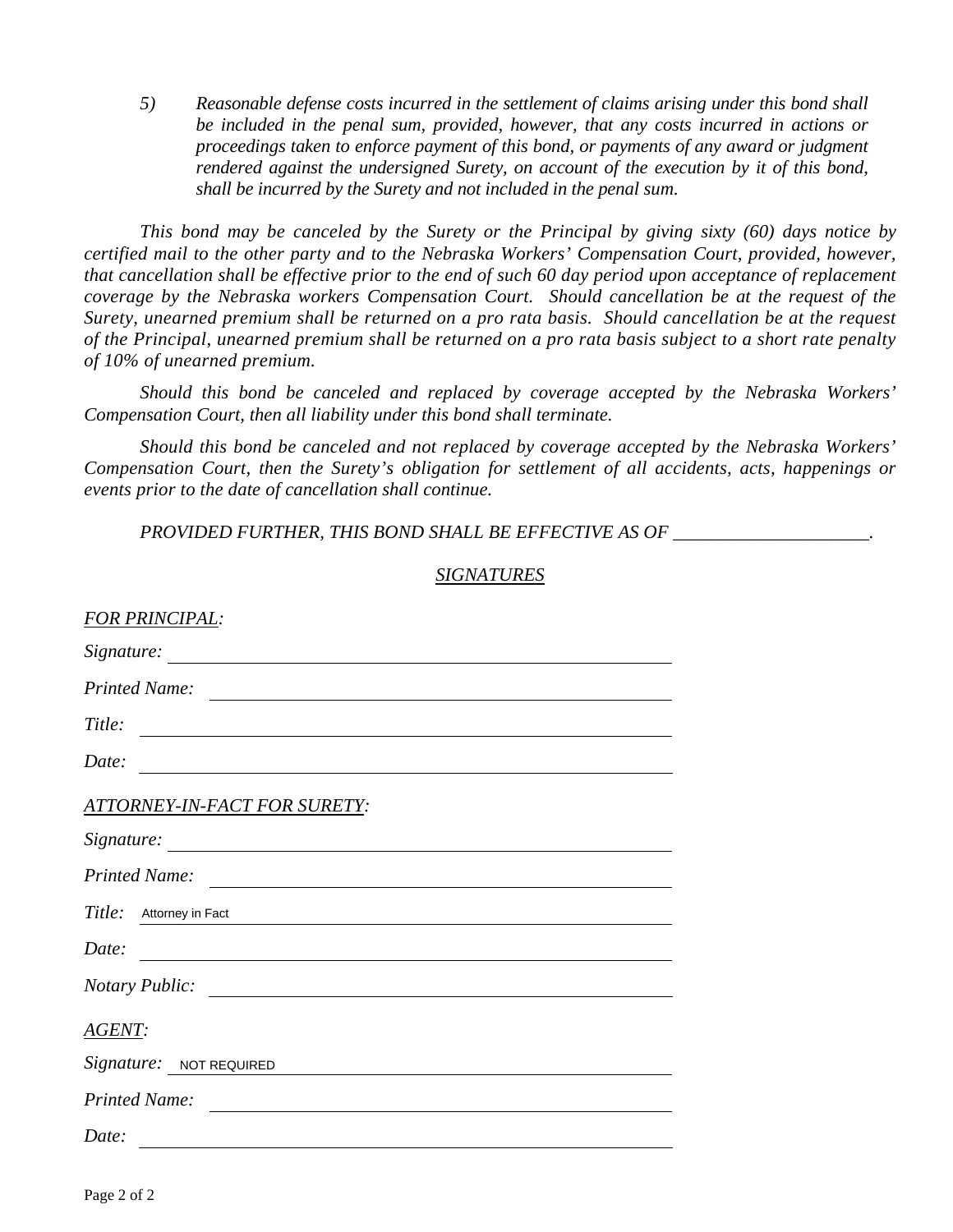*5) Reasonable defense costs incurred in the settlement of claims arising under this bond shall be included in the penal sum, provided, however, that any costs incurred in actions or proceedings taken to enforce payment of this bond, or payments of any award or judgment rendered against the undersigned Surety, on account of the execution by it of this bond, shall be incurred by the Surety and not included in the penal sum.*

*This bond may be canceled by the Surety or the Principal by giving sixty (60) days notice by certified mail to the other party and to the Nebraska Workers' Compensation Court, provided, however, that cancellation shall be effective prior to the end of such 60 day period upon acceptance of replacement coverage by the Nebraska workers Compensation Court. Should cancellation be at the request of the Surety, unearned premium shall be returned on a pro rata basis. Should cancellation be at the request of the Principal, unearned premium shall be returned on a pro rata basis subject to a short rate penalty of 10% of unearned premium.*

*Should this bond be canceled and replaced by coverage accepted by the Nebraska Workers' Compensation Court, then all liability under this bond shall terminate.*

*Should this bond be canceled and not replaced by coverage accepted by the Nebraska Workers' Compensation Court, then the Surety's obligation for settlement of all accidents, acts, happenings or events prior to the date of cancellation shall continue.*

*PROVIDED FURTHER, THIS BOND SHALL BE EFFECTIVE AS OF \_\_\_\_\_\_\_\_\_\_\_\_\_\_\_\_\_\_\_\_.*

*SIGNATURES*

*FOR PRINCIPAL:*

*Signature:* \_\_\_\_\_\_\_\_\_\_\_\_\_\_\_\_\_\_\_\_

*Printed Name:* \_\_\_\_\_\_\_\_\_\_\_\_\_\_\_\_\_\_\_\_

*Title:* \_\_\_\_\_\_\_\_\_\_\_\_\_\_\_\_\_\_\_\_

*Date:* \_\_\_\_\_\_\_\_\_\_\_\_\_\_\_\_\_\_\_\_

*ATTORNEY-IN-FACT FOR SURETY:*

*Signature:* \_\_\_\_\_\_\_\_\_\_\_\_\_\_\_\_\_\_\_\_

*Printed Name:* \_\_\_\_\_\_\_\_\_\_\_\_\_\_\_\_\_\_\_\_

*Title:* Attorney in Fact

*Date:* \_\_\_\_\_\_\_\_\_\_\_\_\_\_\_\_\_\_\_\_

*Notary Public:* \_\_\_\_\_\_\_\_\_\_\_\_\_\_\_\_\_\_\_\_

*AGENT:*

*Signature:* NOT REQUIRED

*Printed Name:* \_\_\_\_\_\_\_\_\_\_\_\_\_\_\_\_\_\_\_\_

*Date:* \_\_\_\_\_\_\_\_\_\_\_\_\_\_\_\_\_\_\_\_